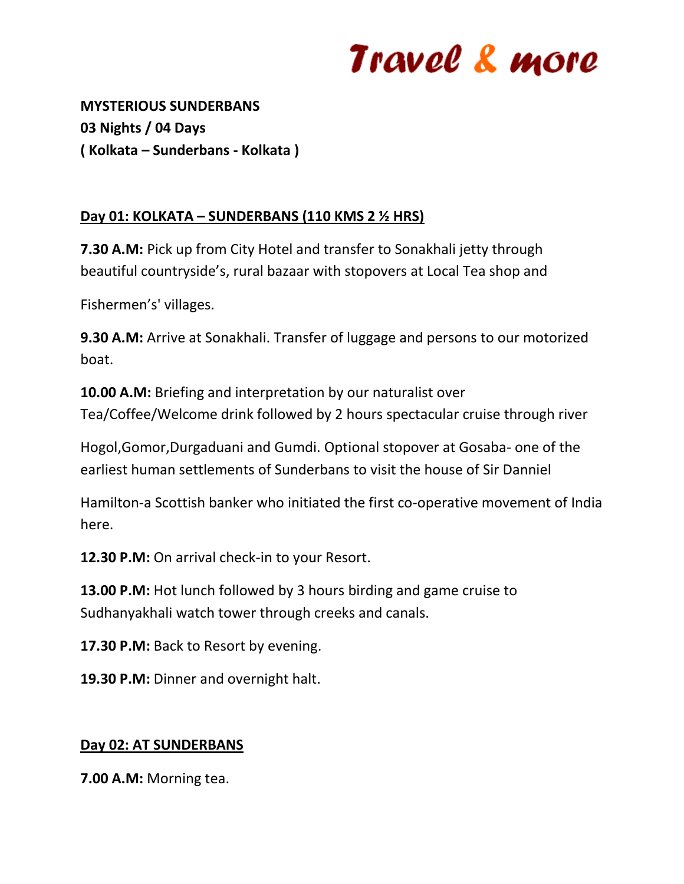# Travel & more

**MYSTERIOUS SUNDERBANS**
**03 Nights / 04 Days**
**( Kolkata – Sunderbans - Kolkata )**

## Day 01: KOLKATA – SUNDERBANS (110 KMS 2 ½ HRS)

**7.30 A.M:** Pick up from City Hotel and transfer to Sonakhali jetty through beautiful countryside's, rural bazaar with stopovers at Local Tea shop and Fishermen's' villages.

**9.30 A.M:** Arrive at Sonakhali. Transfer of luggage and persons to our motorized boat.

**10.00 A.M:** Briefing and interpretation by our naturalist over Tea/Coffee/Welcome drink followed by 2 hours spectacular cruise through river Hogol,Gomor,Durgaduani and Gumdi. Optional stopover at Gosaba- one of the earliest human settlements of Sunderbans to visit the house of Sir Danniel Hamilton-a Scottish banker who initiated the first co-operative movement of India here.

**12.30 P.M:** On arrival check-in to your Resort.

**13.00 P.M:** Hot lunch followed by 3 hours birding and game cruise to Sudhanyakhali watch tower through creeks and canals.

**17.30 P.M:** Back to Resort by evening.

**19.30 P.M:** Dinner and overnight halt.

## Day 02: AT SUNDERBANS

**7.00 A.M:** Morning tea.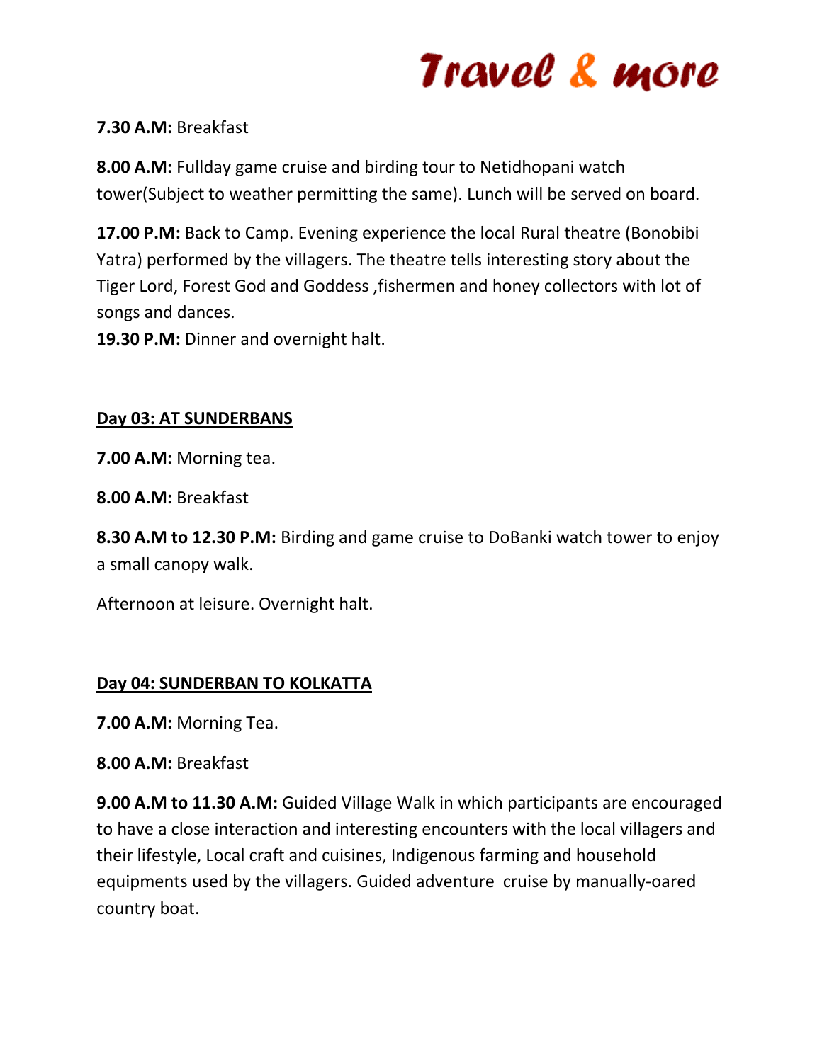**7.30 A.M:** Breakfast

**8.00 A.M:** Fullday game cruise and birding tour to Netidhopani watch tower(Subject to weather permitting the same). Lunch will be served on board.

**17.00 P.M:** Back to Camp. Evening experience the local Rural theatre (Bonobibi Yatra) performed by the villagers. The theatre tells interesting story about the Tiger Lord, Forest God and Goddess ,fishermen and honey collectors with lot of songs and dances.
**19.30 P.M:** Dinner and overnight halt.

## Day 03: AT SUNDERBANS

**7.00 A.M:** Morning tea.

**8.00 A.M:** Breakfast

**8.30 A.M to 12.30 P.M:** Birding and game cruise to DoBanki watch tower to enjoy a small canopy walk.

Afternoon at leisure. Overnight halt.

## Day 04: SUNDERBAN TO KOLKATTA

**7.00 A.M:** Morning Tea.

**8.00 A.M:** Breakfast

**9.00 A.M to 11.30 A.M:** Guided Village Walk in which participants are encouraged to have a close interaction and interesting encounters with the local villagers and their lifestyle, Local craft and cuisines, Indigenous farming and household equipments used by the villagers. Guided adventure cruise by manually-oared country boat.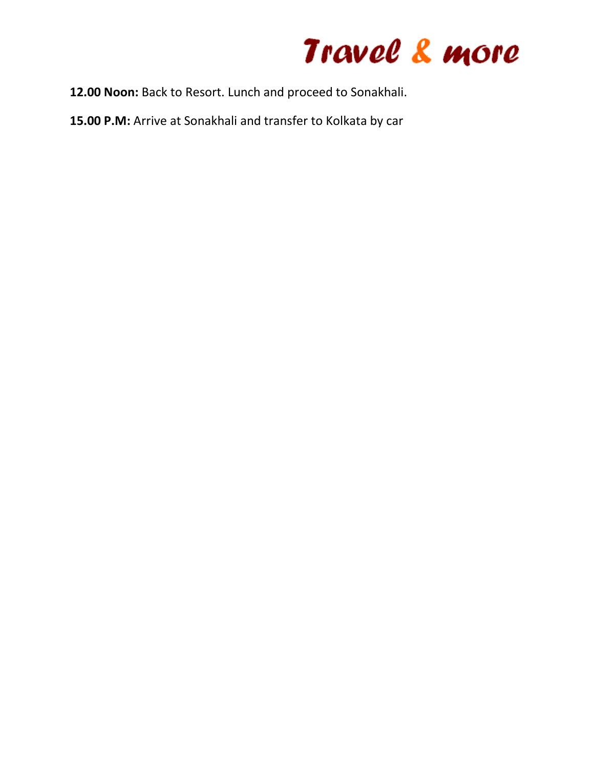**12.00 Noon:** Back to Resort. Lunch and proceed to Sonakhali.

**15.00 P.M:** Arrive at Sonakhali and transfer to Kolkata by car